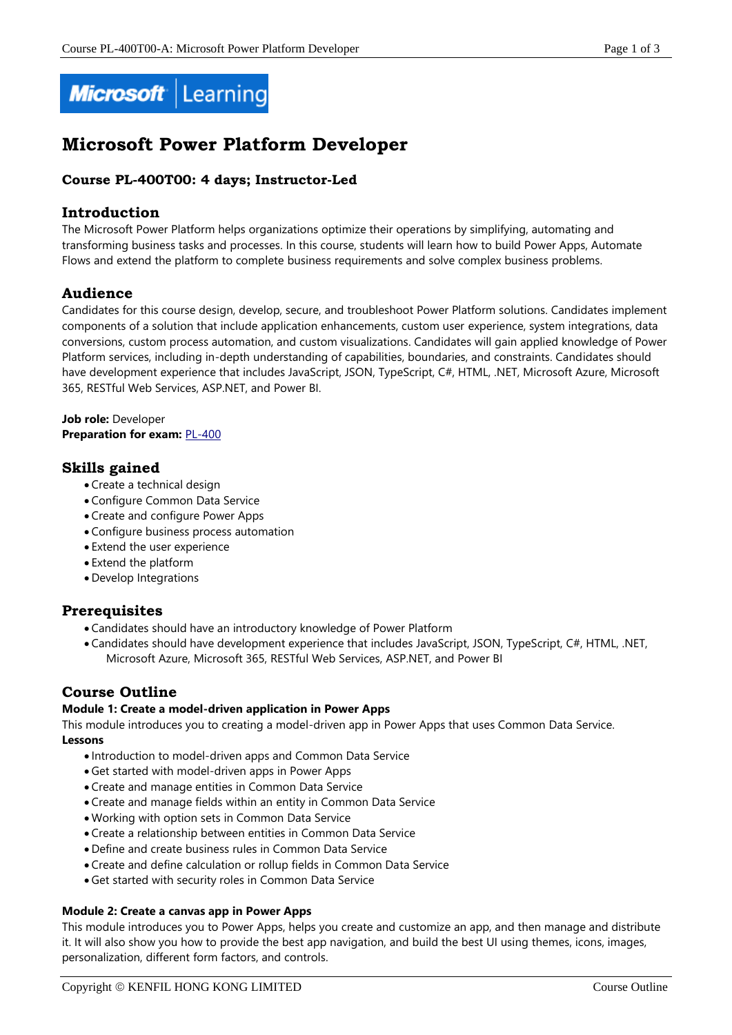# Microsoft Power Platform Developer

### Course PL-400T00: 4 days; Instructor-Led

## Introduction

The Microsoft Power Platform helps organizations optimize their operations by simplifying, automating and transforming business tasks and processes. In this course, students will learn how to build Power Apps, Automate Flows and extend the platform to complete business requirements and solve complex business problems.

## Audience

Candidates for this course design, develop, secure, and troubleshoot Power Platform solutions. Candidates implement components of a solution that include application enhancements, custom user experience, system integrations, data conversions, custom process automation, and custom visualizations. Candidates will gain applied knowledge of Power Platform services, including in-depth understanding of capabilities, boundaries, and constraints. Candidates should have development experience that includes JavaScript, JSON, TypeScript, C#, HTML, .NET, Microsoft Azure, Microsoft 365, RESTful Web Services, ASP.NET, and Power BI.

**Job role:** Developer
**Preparation for exam:** PL-400

## Skills gained

- Create a technical design
- Configure Common Data Service
- Create and configure Power Apps
- Configure business process automation
- Extend the user experience
- Extend the platform
- Develop Integrations

## Prerequisites

- Candidates should have an introductory knowledge of Power Platform
- Candidates should have development experience that includes JavaScript, JSON, TypeScript, C#, HTML, .NET, Microsoft Azure, Microsoft 365, RESTful Web Services, ASP.NET, and Power BI

## Course Outline

**Module 1: Create a model-driven application in Power Apps**

This module introduces you to creating a model-driven app in Power Apps that uses Common Data Service.

**Lessons**

- Introduction to model-driven apps and Common Data Service
- Get started with model-driven apps in Power Apps
- Create and manage entities in Common Data Service
- Create and manage fields within an entity in Common Data Service
- Working with option sets in Common Data Service
- Create a relationship between entities in Common Data Service
- Define and create business rules in Common Data Service
- Create and define calculation or rollup fields in Common Data Service
- Get started with security roles in Common Data Service

**Module 2: Create a canvas app in Power Apps**

This module introduces you to Power Apps, helps you create and customize an app, and then manage and distribute it. It will also show you how to provide the best app navigation, and build the best UI using themes, icons, images, personalization, different form factors, and controls.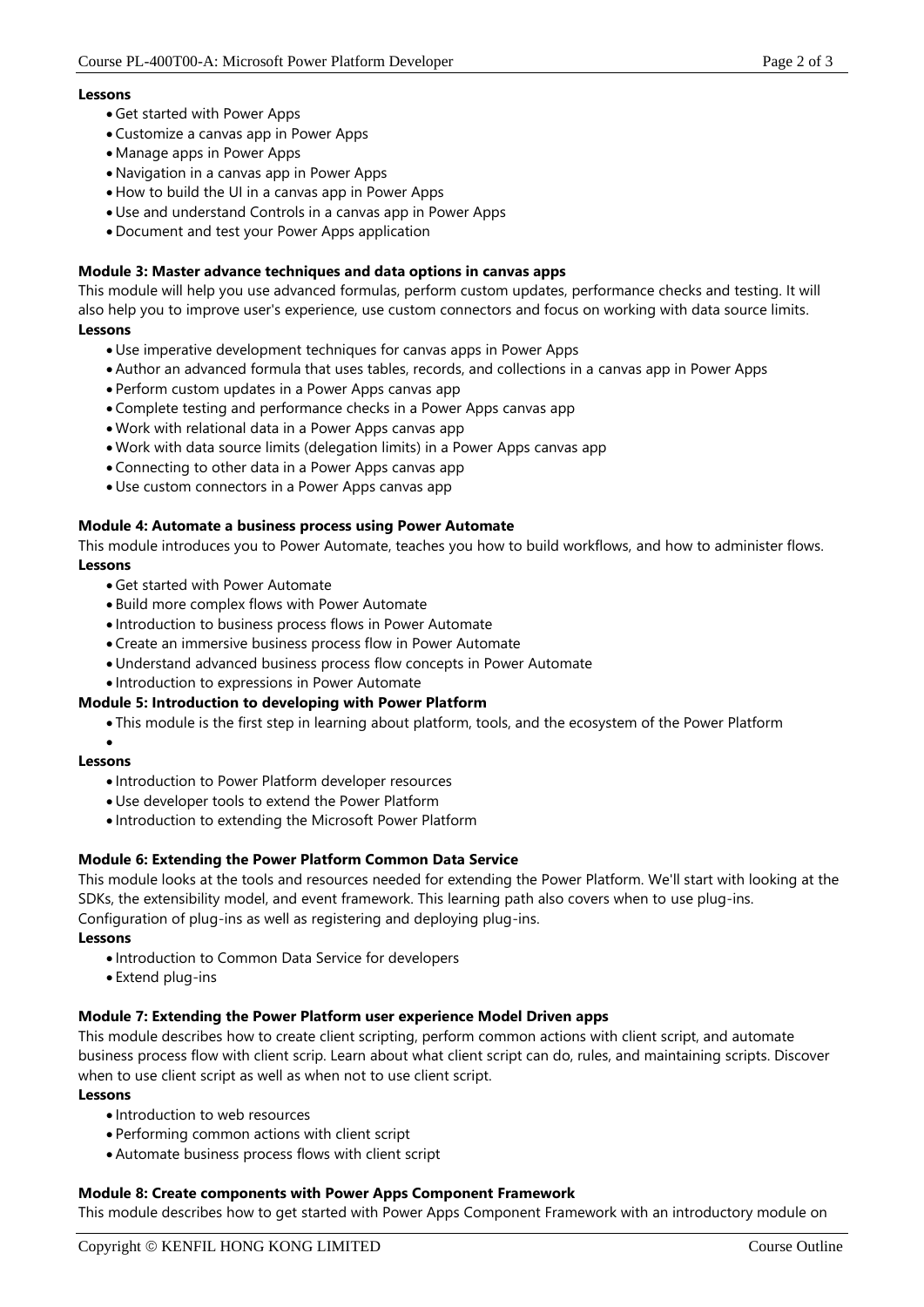**Lessons**

- Get started with Power Apps
- Customize a canvas app in Power Apps
- Manage apps in Power Apps
- Navigation in a canvas app in Power Apps
- How to build the UI in a canvas app in Power Apps
- Use and understand Controls in a canvas app in Power Apps
- Document and test your Power Apps application

**Module 3: Master advance techniques and data options in canvas apps**

This module will help you use advanced formulas, perform custom updates, performance checks and testing. It will also help you to improve user's experience, use custom connectors and focus on working with data source limits.

**Lessons**

- Use imperative development techniques for canvas apps in Power Apps
- Author an advanced formula that uses tables, records, and collections in a canvas app in Power Apps
- Perform custom updates in a Power Apps canvas app
- Complete testing and performance checks in a Power Apps canvas app
- Work with relational data in a Power Apps canvas app
- Work with data source limits (delegation limits) in a Power Apps canvas app
- Connecting to other data in a Power Apps canvas app
- Use custom connectors in a Power Apps canvas app

**Module 4: Automate a business process using Power Automate**

This module introduces you to Power Automate, teaches you how to build workflows, and how to administer flows.

**Lessons**

- Get started with Power Automate
- Build more complex flows with Power Automate
- Introduction to business process flows in Power Automate
- Create an immersive business process flow in Power Automate
- Understand advanced business process flow concepts in Power Automate
- Introduction to expressions in Power Automate

**Module 5: Introduction to developing with Power Platform**

- This module is the first step in learning about platform, tools, and the ecosystem of the Power Platform

**Lessons**

- Introduction to Power Platform developer resources
- Use developer tools to extend the Power Platform
- Introduction to extending the Microsoft Power Platform

**Module 6: Extending the Power Platform Common Data Service**

This module looks at the tools and resources needed for extending the Power Platform. We'll start with looking at the SDKs, the extensibility model, and event framework. This learning path also covers when to use plug-ins. Configuration of plug-ins as well as registering and deploying plug-ins.

**Lessons**

- Introduction to Common Data Service for developers
- Extend plug-ins

**Module 7: Extending the Power Platform user experience Model Driven apps**

This module describes how to create client scripting, perform common actions with client script, and automate business process flow with client scrip. Learn about what client script can do, rules, and maintaining scripts. Discover when to use client script as well as when not to use client script.

**Lessons**

- Introduction to web resources
- Performing common actions with client script
- Automate business process flows with client script

**Module 8: Create components with Power Apps Component Framework**

This module describes how to get started with Power Apps Component Framework with an introductory module on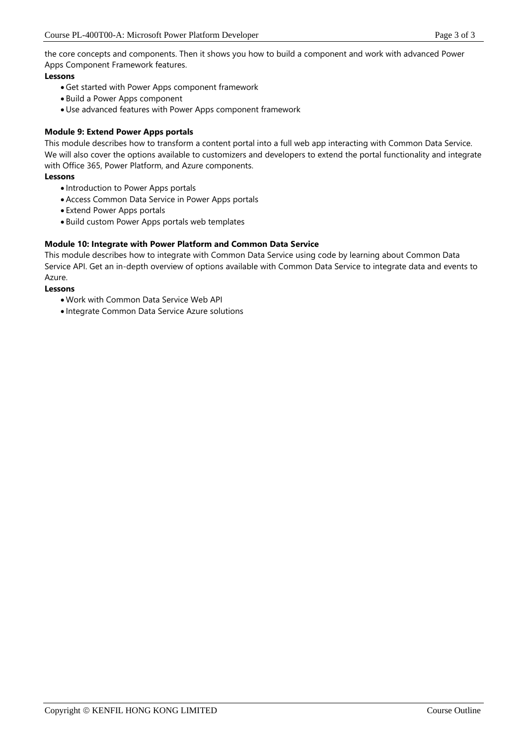the core concepts and components. Then it shows you how to build a component and work with advanced Power Apps Component Framework features.

**Lessons**

- Get started with Power Apps component framework
- Build a Power Apps component
- Use advanced features with Power Apps component framework

**Module 9: Extend Power Apps portals**

This module describes how to transform a content portal into a full web app interacting with Common Data Service. We will also cover the options available to customizers and developers to extend the portal functionality and integrate with Office 365, Power Platform, and Azure components.

**Lessons**

- Introduction to Power Apps portals
- Access Common Data Service in Power Apps portals
- Extend Power Apps portals
- Build custom Power Apps portals web templates

**Module 10: Integrate with Power Platform and Common Data Service**

This module describes how to integrate with Common Data Service using code by learning about Common Data Service API. Get an in-depth overview of options available with Common Data Service to integrate data and events to Azure.

**Lessons**

- Work with Common Data Service Web API
- Integrate Common Data Service Azure solutions